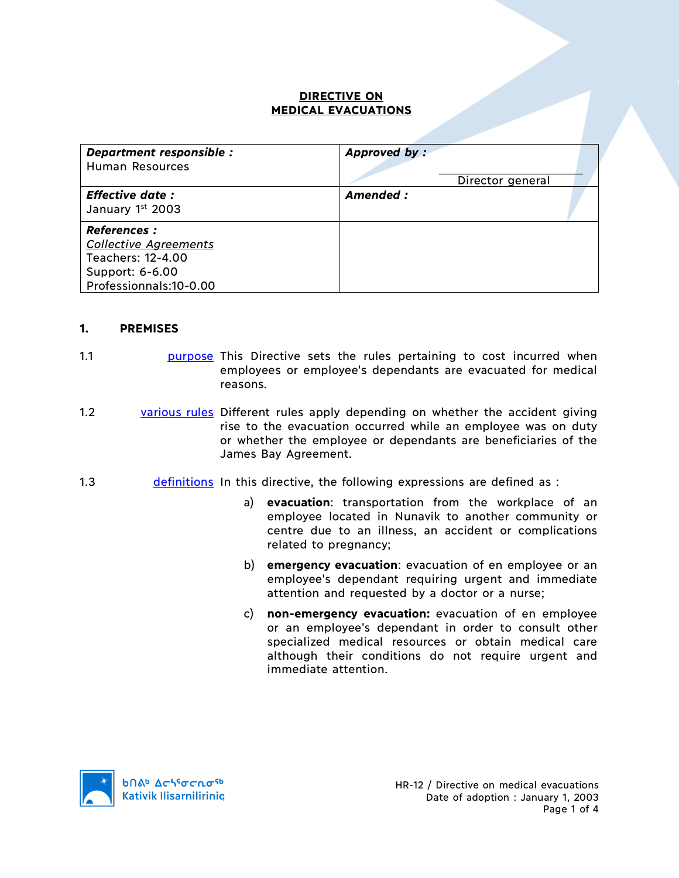# DIRECTIVE ON MEDICAL EVACUATIONS

| **Department responsible :** Human Resources | **Approved by :** ___________ Director general |
|---|---|
| **Effective date :** January 1st 2003 | **Amended :** |
| **References :** *Collective Agreements* Teachers: 12-4.00 Support: 6-6.00 Professionnals:10-0.00 | |

## 1. PREMISES

1.1 purpose This Directive sets the rules pertaining to cost incurred when employees or employee's dependants are evacuated for medical reasons.

1.2 various rules Different rules apply depending on whether the accident giving rise to the evacuation occurred while an employee was on duty or whether the employee or dependants are beneficiaries of the James Bay Agreement.

1.3 definitions In this directive, the following expressions are defined as :

a) **evacuation**: transportation from the workplace of an employee located in Nunavik to another community or centre due to an illness, an accident or complications related to pregnancy;

b) **emergency evacuation**: evacuation of en employee or an employee's dependant requiring urgent and immediate attention and requested by a doctor or a nurse;

c) **non-emergency evacuation:** evacuation of en employee or an employee's dependant in order to consult other specialized medical resources or obtain medical care although their conditions do not require urgent and immediate attention.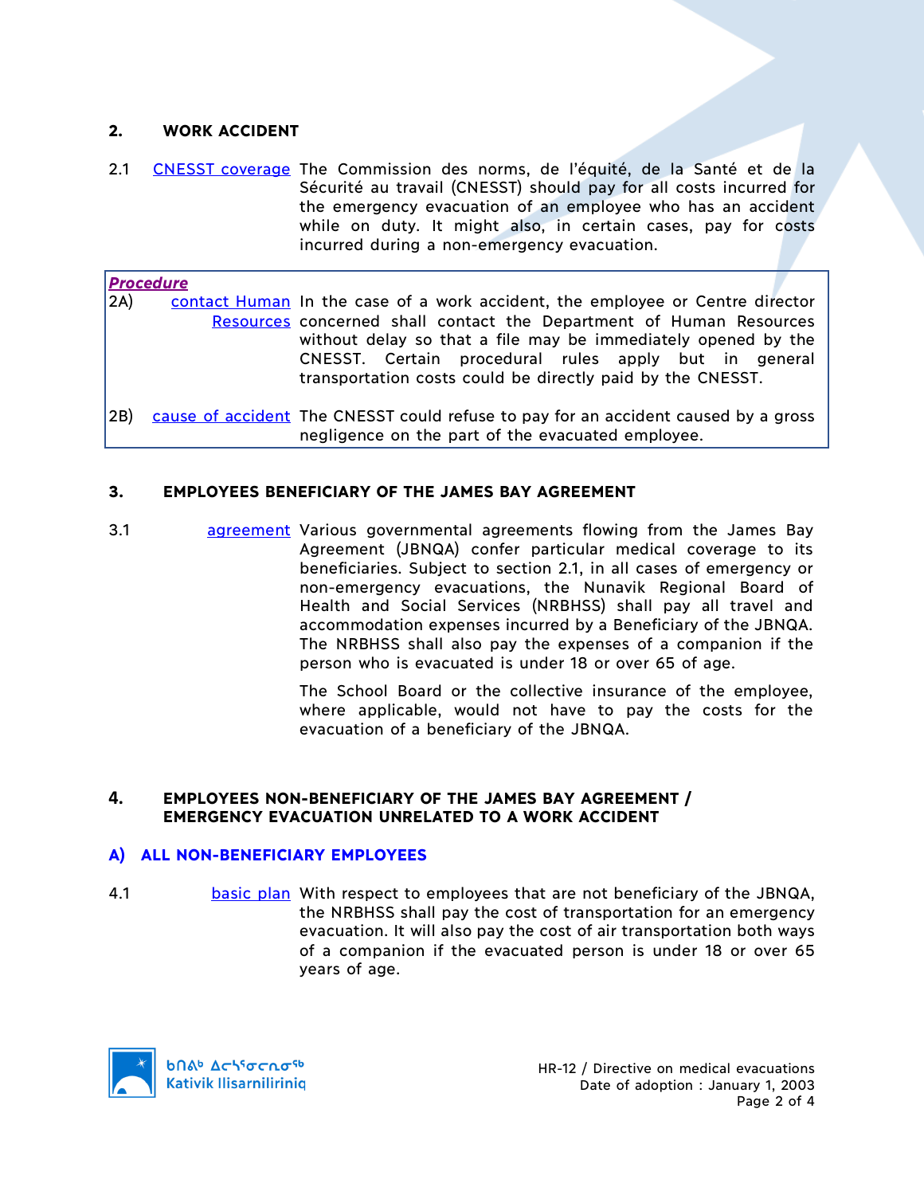## 2. WORK ACCIDENT

2.1 CNESST coverage The Commission des norms, de l'équité, de la Santé et de la Sécurité au travail (CNESST) should pay for all costs incurred for the emergency evacuation of an employee who has an accident while on duty. It might also, in certain cases, pay for costs incurred during a non-emergency evacuation.

***Procedure***

2A) contact Human Resources In the case of a work accident, the employee or Centre director concerned shall contact the Department of Human Resources without delay so that a file may be immediately opened by the CNESST. Certain procedural rules apply but in general transportation costs could be directly paid by the CNESST.

2B) cause of accident The CNESST could refuse to pay for an accident caused by a gross negligence on the part of the evacuated employee.

## 3. EMPLOYEES BENEFICIARY OF THE JAMES BAY AGREEMENT

3.1 agreement Various governmental agreements flowing from the James Bay Agreement (JBNQA) confer particular medical coverage to its beneficiaries. Subject to section 2.1, in all cases of emergency or non-emergency evacuations, the Nunavik Regional Board of Health and Social Services (NRBHSS) shall pay all travel and accommodation expenses incurred by a Beneficiary of the JBNQA. The NRBHSS shall also pay the expenses of a companion if the person who is evacuated is under 18 or over 65 of age.

The School Board or the collective insurance of the employee, where applicable, would not have to pay the costs for the evacuation of a beneficiary of the JBNQA.

## 4. EMPLOYEES NON-BENEFICIARY OF THE JAMES BAY AGREEMENT / EMERGENCY EVACUATION UNRELATED TO A WORK ACCIDENT

### A) ALL NON-BENEFICIARY EMPLOYEES

4.1 basic plan With respect to employees that are not beneficiary of the JBNQA, the NRBHSS shall pay the cost of transportation for an emergency evacuation. It will also pay the cost of air transportation both ways of a companion if the evacuated person is under 18 or over 65 years of age.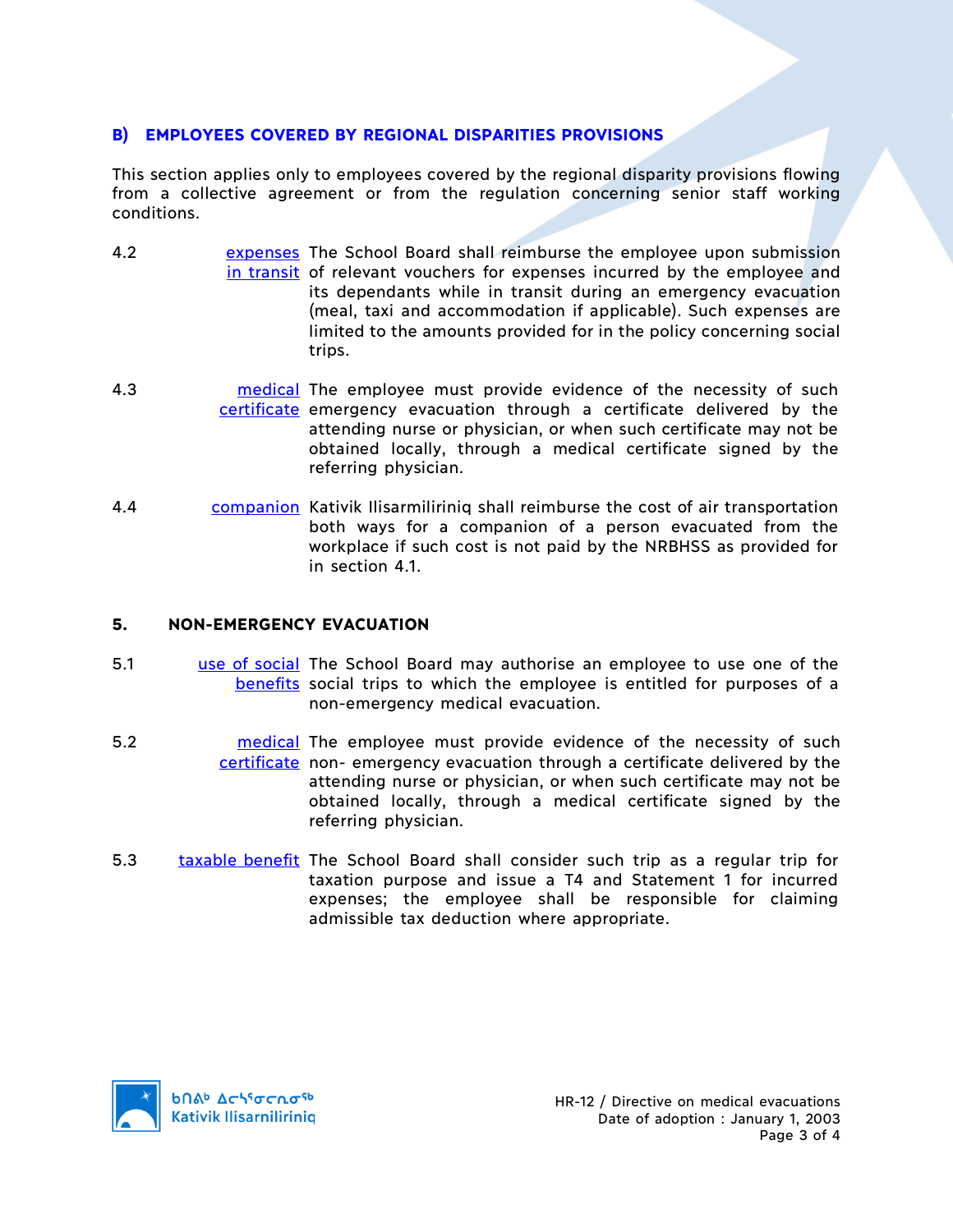### B) EMPLOYEES COVERED BY REGIONAL DISPARITIES PROVISIONS

This section applies only to employees covered by the regional disparity provisions flowing from a collective agreement or from the regulation concerning senior staff working conditions.

4.2 **expenses in transit** The School Board shall reimburse the employee upon submission of relevant vouchers for expenses incurred by the employee and its dependants while in transit during an emergency evacuation (meal, taxi and accommodation if applicable). Such expenses are limited to the amounts provided for in the policy concerning social trips.

4.3 **medical certificate** The employee must provide evidence of the necessity of such emergency evacuation through a certificate delivered by the attending nurse or physician, or when such certificate may not be obtained locally, through a medical certificate signed by the referring physician.

4.4 **companion** Kativik Ilisarmiliriniq shall reimburse the cost of air transportation both ways for a companion of a person evacuated from the workplace if such cost is not paid by the NRBHSS as provided for in section 4.1.

## 5. NON-EMERGENCY EVACUATION

5.1 **use of social benefits** The School Board may authorise an employee to use one of the social trips to which the employee is entitled for purposes of a non-emergency medical evacuation.

5.2 **medical certificate** The employee must provide evidence of the necessity of such non- emergency evacuation through a certificate delivered by the attending nurse or physician, or when such certificate may not be obtained locally, through a medical certificate signed by the referring physician.

5.3 **taxable benefit** The School Board shall consider such trip as a regular trip for taxation purpose and issue a T4 and Statement 1 for incurred expenses; the employee shall be responsible for claiming admissible tax deduction where appropriate.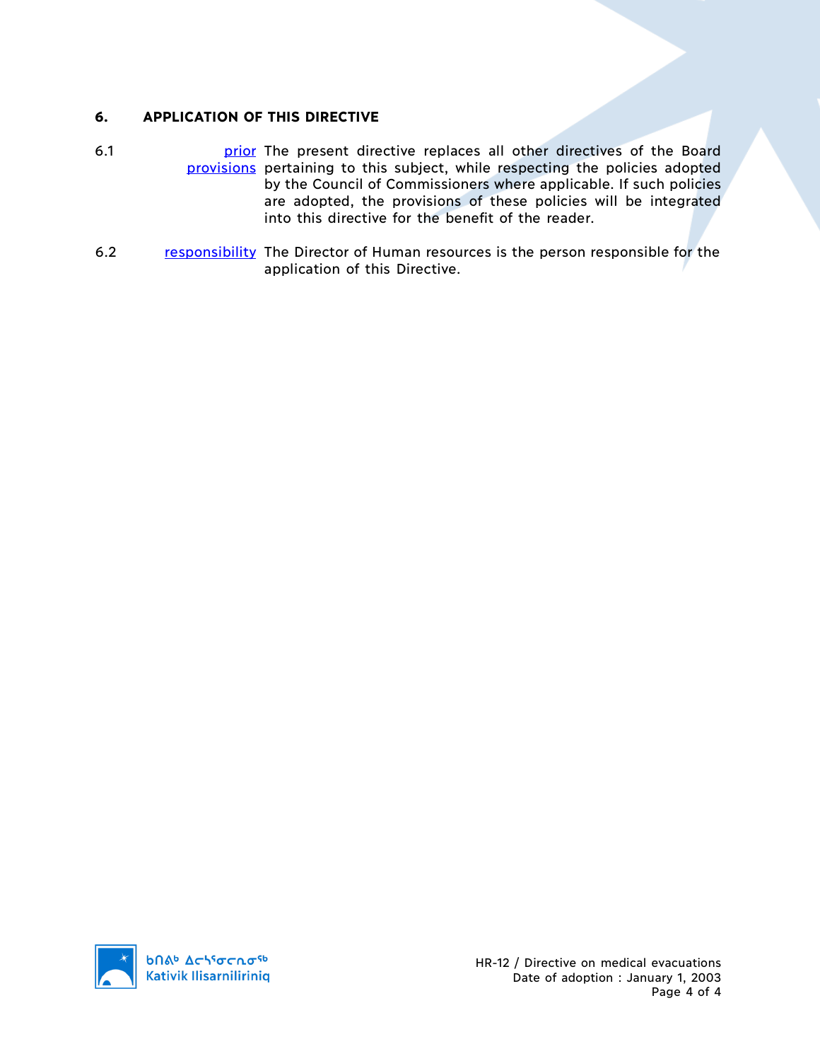## 6. APPLICATION OF THIS DIRECTIVE

6.1 prior provisions — The present directive replaces all other directives of the Board pertaining to this subject, while respecting the policies adopted by the Council of Commissioners where applicable. If such policies are adopted, the provisions of these policies will be integrated into this directive for the benefit of the reader.

6.2 responsibility — The Director of Human resources is the person responsible for the application of this Directive.